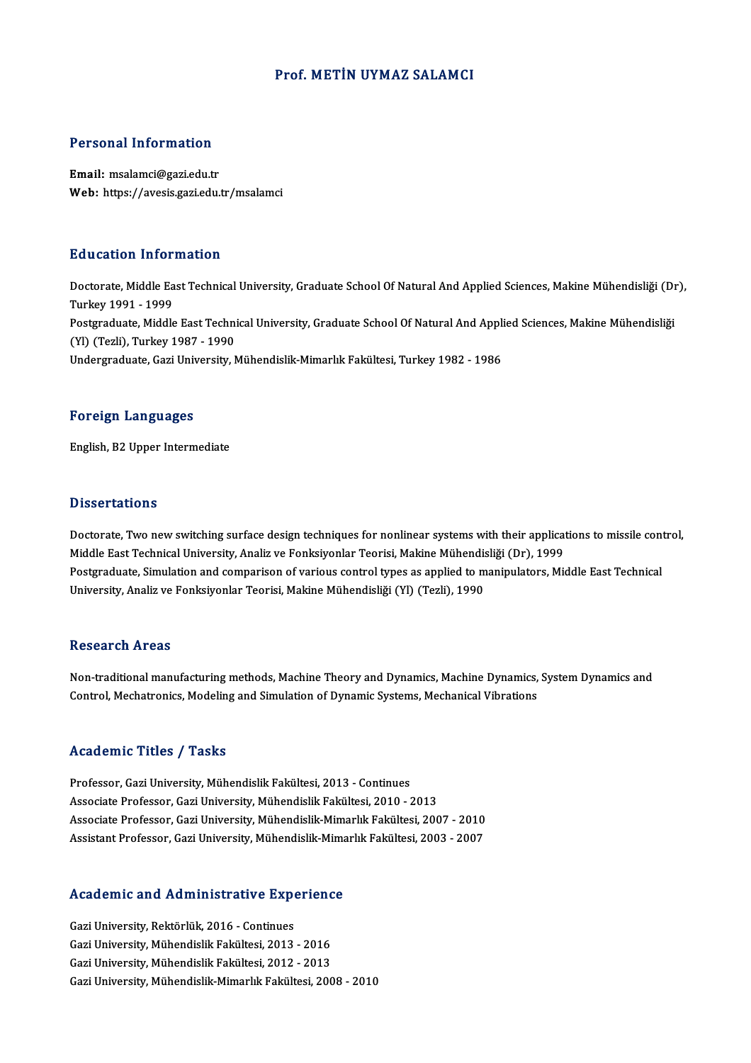# Prof. METİN UYMAZ SALAMCI

## Personal Information

**Email:** msalamci@gazi.edu.tr
**Web:** https://avesis.gazi.edu.tr/msalamci

## Education Information

Doctorate, Middle East Technical University, Graduate School Of Natural And Applied Sciences, Makine Mühendisliği (Dr), Turkey 1991 - 1999
Postgraduate, Middle East Technical University, Graduate School Of Natural And Applied Sciences, Makine Mühendisliği (Yl) (Tezli), Turkey 1987 - 1990
Undergraduate, Gazi University, Mühendislik-Mimarlık Fakültesi, Turkey 1982 - 1986

## Foreign Languages

English, B2 Upper Intermediate

## Dissertations

Doctorate, Two new switching surface design techniques for nonlinear systems with their applications to missile control, Middle East Technical University, Analiz ve Fonksiyonlar Teorisi, Makine Mühendisliği (Dr), 1999
Postgraduate, Simulation and comparison of various control types as applied to manipulators, Middle East Technical University, Analiz ve Fonksiyonlar Teorisi, Makine Mühendisliği (Yl) (Tezli), 1990

## Research Areas

Non-traditional manufacturing methods, Machine Theory and Dynamics, Machine Dynamics, System Dynamics and Control, Mechatronics, Modeling and Simulation of Dynamic Systems, Mechanical Vibrations

## Academic Titles / Tasks

Professor, Gazi University, Mühendislik Fakültesi, 2013 - Continues
Associate Professor, Gazi University, Mühendislik Fakültesi, 2010 - 2013
Associate Professor, Gazi University, Mühendislik-Mimarlık Fakültesi, 2007 - 2010
Assistant Professor, Gazi University, Mühendislik-Mimarlık Fakültesi, 2003 - 2007

## Academic and Administrative Experience

Gazi University, Rektörlük, 2016 - Continues
Gazi University, Mühendislik Fakültesi, 2013 - 2016
Gazi University, Mühendislik Fakültesi, 2012 - 2013
Gazi University, Mühendislik-Mimarlık Fakültesi, 2008 - 2010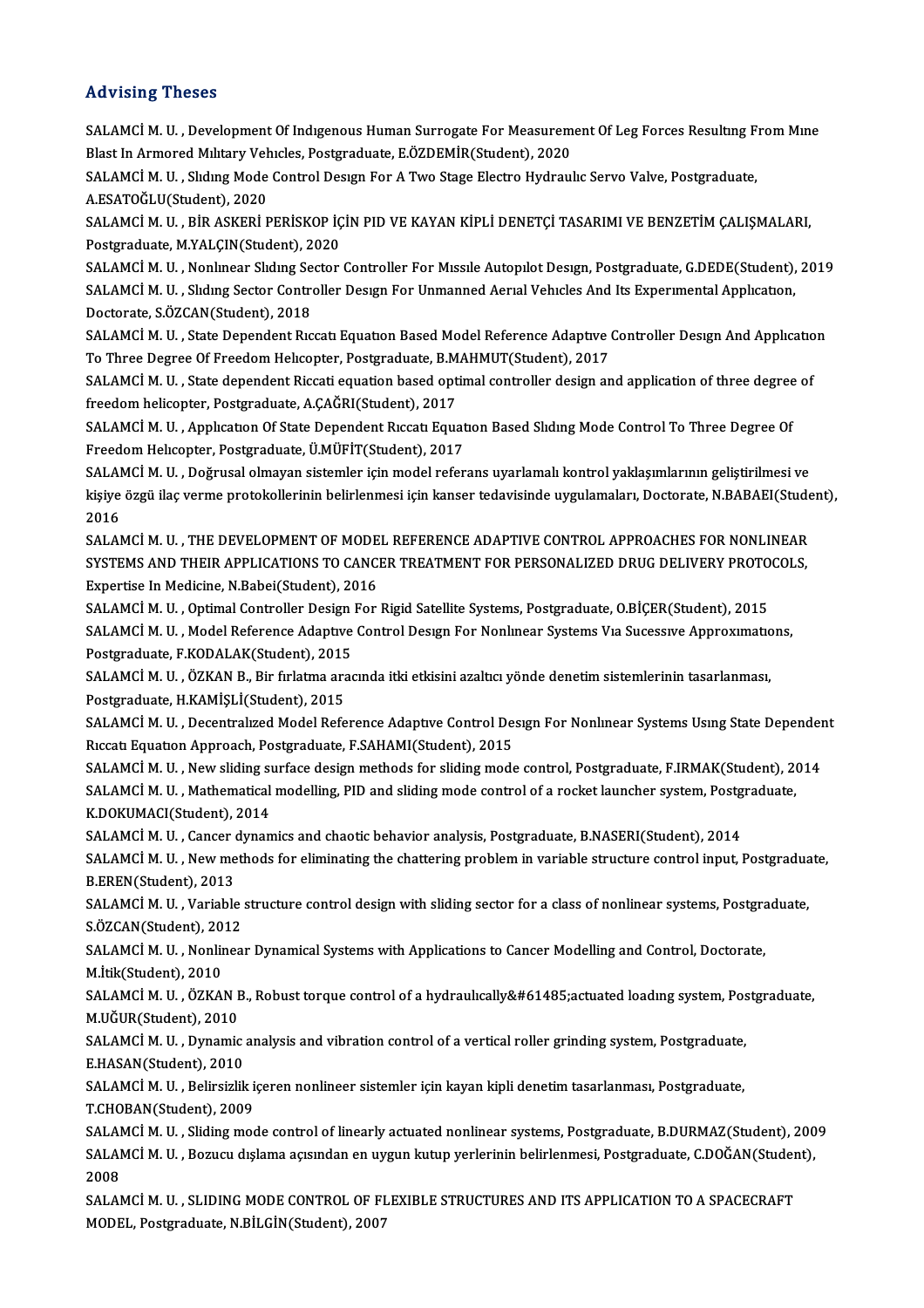## Advising Theses

SALAMCİ M. U. , Development Of Indıgenous Human Surrogate For Measurement Of Leg Forces Resultıng From Mıne Blast In Armored Mılıtary Vehıcles, Postgraduate, E.ÖZDEMİR(Student), 2020

SALAMCİ M. U. , Slıdıng Mode Control Desıgn For A Two Stage Electro Hydraulıc Servo Valve, Postgraduate, A.ESATOĞLU(Student), 2020

SALAMCİ M. U. , BİR ASKERİ PERİSKOP İÇİN PID VE KAYAN KİPLİ DENETÇİ TASARIMI VE BENZETİM ÇALIŞMALARI, Postgraduate, M.YALÇIN(Student), 2020

SALAMCİ M. U. , Nonlınear Slıdıng Sector Controller For Mıssıle Autopılot Desıgn, Postgraduate, G.DEDE(Student), 2019

SALAMCİ M. U. , Slıdıng Sector Controller Desıgn For Unmanned Aerıal Vehıcles And Its Experımental Applıcatıon, Doctorate, S.ÖZCAN(Student), 2018

SALAMCİ M. U. , State Dependent Rıccatı Equatıon Based Model Reference Adaptıve Controller Desıgn And Applıcatıon To Three Degree Of Freedom Helıcopter, Postgraduate, B.MAHMUT(Student), 2017

SALAMCİ M. U. , State dependent Riccati equation based optimal controller design and application of three degree of freedom helicopter, Postgraduate, A.ÇAĞRI(Student), 2017

SALAMCİ M. U. , Applıcatıon Of State Dependent Rıccatı Equatıon Based Slıdıng Mode Control To Three Degree Of Freedom Helıcopter, Postgraduate, Ü.MÜFİT(Student), 2017

SALAMCİ M. U. , Doğrusal olmayan sistemler için model referans uyarlamalı kontrol yaklaşımlarının geliştirilmesi ve kişiye özgü ilaç verme protokollerinin belirlenmesi için kanser tedavisinde uygulamaları, Doctorate, N.BABAEI(Student), 2016

SALAMCİ M. U. , THE DEVELOPMENT OF MODEL REFERENCE ADAPTIVE CONTROL APPROACHES FOR NONLINEAR SYSTEMS AND THEIR APPLICATIONS TO CANCER TREATMENT FOR PERSONALIZED DRUG DELIVERY PROTOCOLS, Expertise In Medicine, N.Babei(Student), 2016

SALAMCİ M. U. , Optimal Controller Design For Rigid Satellite Systems, Postgraduate, O.BİÇER(Student), 2015

SALAMCİ M. U. , Model Reference Adaptıve Control Desıgn For Nonlınear Systems Vıa Sucessıve Approxımatıons, Postgraduate, F.KODALAK(Student), 2015

SALAMCİ M. U. , ÖZKAN B., Bir fırlatma aracında itki etkisini azaltıcı yönde denetim sistemlerinin tasarlanması, Postgraduate, H.KAMİŞLİ(Student), 2015

SALAMCİ M. U. , Decentralızed Model Reference Adaptıve Control Desıgn For Nonlınear Systems Usıng State Dependent Rıccatı Equatıon Approach, Postgraduate, F.SAHAMI(Student), 2015

SALAMCİ M. U. , New sliding surface design methods for sliding mode control, Postgraduate, F.IRMAK(Student), 2014

SALAMCİ M. U. , Mathematical modelling, PID and sliding mode control of a rocket launcher system, Postgraduate, K.DOKUMACI(Student), 2014

SALAMCİ M. U. , Cancer dynamics and chaotic behavior analysis, Postgraduate, B.NASERI(Student), 2014

SALAMCİ M. U. , New methods for eliminating the chattering problem in variable structure control input, Postgraduate, B.EREN(Student), 2013

SALAMCİ M. U. , Variable structure control design with sliding sector for a class of nonlinear systems, Postgraduate, S.ÖZCAN(Student), 2012

SALAMCİ M. U. , Nonlinear Dynamical Systems with Applications to Cancer Modelling and Control, Doctorate, M.İtik(Student), 2010

SALAMCİ M. U. , ÖZKAN B., Robust torque control of a hydraulıcally&#61485;actuated loadıng system, Postgraduate, M.UĞUR(Student), 2010

SALAMCİ M. U. , Dynamic analysis and vibration control of a vertical roller grinding system, Postgraduate, E.HASAN(Student), 2010

SALAMCİ M. U. , Belirsizlik içeren nonlineer sistemler için kayan kipli denetim tasarlanması, Postgraduate, T.CHOBAN(Student), 2009

SALAMCİ M. U. , Sliding mode control of linearly actuated nonlinear systems, Postgraduate, B.DURMAZ(Student), 2009

SALAMCİ M. U. , Bozucu dışlama açısından en uygun kutup yerlerinin belirlenmesi, Postgraduate, C.DOĞAN(Student), 2008

SALAMCİ M. U. , SLIDING MODE CONTROL OF FLEXIBLE STRUCTURES AND ITS APPLICATION TO A SPACECRAFT MODEL, Postgraduate, N.BİLGİN(Student), 2007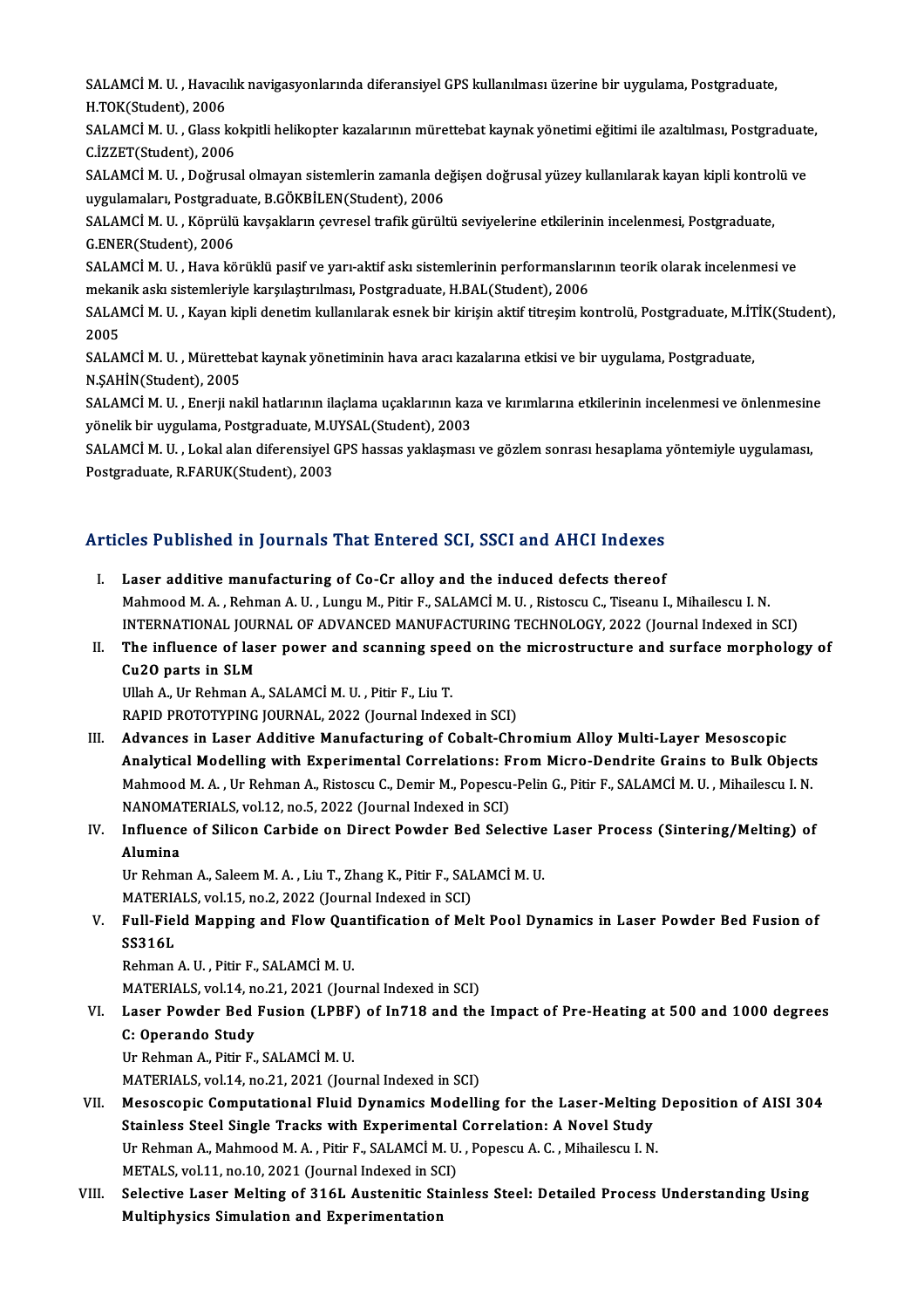SALAMCİ M. U. , Havacılık navigasyonlarında diferansiyel GPS kullanılması üzerine bir uygulama, Postgraduate, H.TOK(Student), 2006

SALAMCİ M. U. , Glass kokpitli helikopter kazalarının mürettebat kaynak yönetimi eğitimi ile azaltılması, Postgraduate, C.İZZET(Student), 2006

SALAMCİ M. U. , Doğrusal olmayan sistemlerin zamanla değişen doğrusal yüzey kullanılarak kayan kipli kontrolü ve uygulamaları, Postgraduate, B.GÖKBİLEN(Student), 2006

SALAMCİ M. U. , Köprülü kavşakların çevresel trafik gürültü seviyelerine etkilerinin incelenmesi, Postgraduate, G.ENER(Student), 2006

SALAMCİ M. U. , Hava körüklü pasif ve yarı-aktif askı sistemlerinin performanslarının teorik olarak incelenmesi ve mekanik askı sistemleriyle karşılaştırılması, Postgraduate, H.BAL(Student), 2006

SALAMCİ M. U. , Kayan kipli denetim kullanılarak esnek bir kirişin aktif titreşim kontrolü, Postgraduate, M.İTİK(Student), 2005

SALAMCİ M. U. , Mürettebat kaynak yönetiminin hava aracı kazalarına etkisi ve bir uygulama, Postgraduate, N.ŞAHİN(Student), 2005

SALAMCİ M. U. , Enerji nakil hatlarının ilaçlama uçaklarının kaza ve kırımlarına etkilerinin incelenmesi ve önlenmesine yönelik bir uygulama, Postgraduate, M.UYSAL(Student), 2003

SALAMCİ M. U. , Lokal alan diferensiyel GPS hassas yaklaşması ve gözlem sonrası hesaplama yöntemiyle uygulaması, Postgraduate, R.FARUK(Student), 2003

## Articles Published in Journals That Entered SCI, SSCI and AHCI Indexes

I. **Laser additive manufacturing of Co-Cr alloy and the induced defects thereof**
Mahmood M. A. , Rehman A. U. , Lungu M., Pitir F., SALAMCİ M. U. , Ristoscu C., Tiseanu I., Mihailescu I. N.
INTERNATIONAL JOURNAL OF ADVANCED MANUFACTURING TECHNOLOGY, 2022 (Journal Indexed in SCI)

II. **The influence of laser power and scanning speed on the microstructure and surface morphology of Cu2O parts in SLM**
Ullah A., Ur Rehman A., SALAMCİ M. U. , Pitir F., Liu T.
RAPID PROTOTYPING JOURNAL, 2022 (Journal Indexed in SCI)

III. **Advances in Laser Additive Manufacturing of Cobalt-Chromium Alloy Multi-Layer Mesoscopic Analytical Modelling with Experimental Correlations: From Micro-Dendrite Grains to Bulk Objects**
Mahmood M. A. , Ur Rehman A., Ristoscu C., Demir M., Popescu-Pelin G., Pitir F., SALAMCİ M. U. , Mihailescu I. N.
NANOMATERIALS, vol.12, no.5, 2022 (Journal Indexed in SCI)

IV. **Influence of Silicon Carbide on Direct Powder Bed Selective Laser Process (Sintering/Melting) of Alumina**
Ur Rehman A., Saleem M. A. , Liu T., Zhang K., Pitir F., SALAMCİ M. U.
MATERIALS, vol.15, no.2, 2022 (Journal Indexed in SCI)

V. **Full-Field Mapping and Flow Quantification of Melt Pool Dynamics in Laser Powder Bed Fusion of SS316L**
Rehman A. U. , Pitir F., SALAMCİ M. U.
MATERIALS, vol.14, no.21, 2021 (Journal Indexed in SCI)

VI. **Laser Powder Bed Fusion (LPBF) of In718 and the Impact of Pre-Heating at 500 and 1000 degrees C: Operando Study**
Ur Rehman A., Pitir F., SALAMCİ M. U.
MATERIALS, vol.14, no.21, 2021 (Journal Indexed in SCI)

VII. **Mesoscopic Computational Fluid Dynamics Modelling for the Laser-Melting Deposition of AISI 304 Stainless Steel Single Tracks with Experimental Correlation: A Novel Study**
Ur Rehman A., Mahmood M. A. , Pitir F., SALAMCİ M. U. , Popescu A. C. , Mihailescu I. N.
METALS, vol.11, no.10, 2021 (Journal Indexed in SCI)

VIII. **Selective Laser Melting of 316L Austenitic Stainless Steel: Detailed Process Understanding Using Multiphysics Simulation and Experimentation**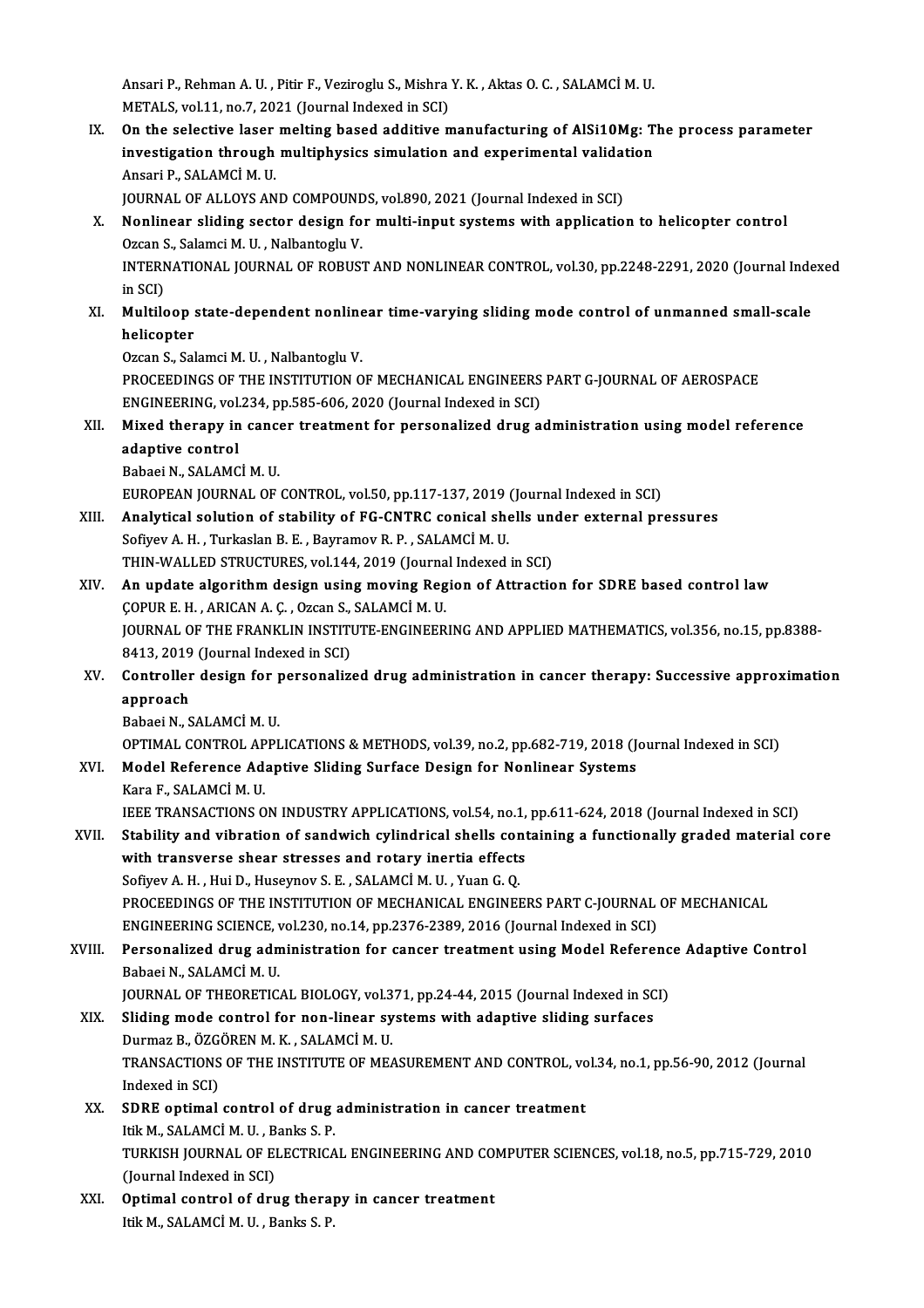Ansari P., Rehman A. U. , Pitir F., Veziroglu S., Mishra Y. K. , Aktas O. C. , SALAMCİ M. U.
METALS, vol.11, no.7, 2021 (Journal Indexed in SCI)

IX. **On the selective laser melting based additive manufacturing of AlSi10Mg: The process parameter investigation through multiphysics simulation and experimental validation**
Ansari P., SALAMCİ M. U.
JOURNAL OF ALLOYS AND COMPOUNDS, vol.890, 2021 (Journal Indexed in SCI)

X. **Nonlinear sliding sector design for multi-input systems with application to helicopter control**
Ozcan S., Salamci M. U. , Nalbantoglu V.
INTERNATIONAL JOURNAL OF ROBUST AND NONLINEAR CONTROL, vol.30, pp.2248-2291, 2020 (Journal Indexed in SCI)

XI. **Multiloop state-dependent nonlinear time-varying sliding mode control of unmanned small-scale helicopter**
Ozcan S., Salamci M. U. , Nalbantoglu V.
PROCEEDINGS OF THE INSTITUTION OF MECHANICAL ENGINEERS PART G-JOURNAL OF AEROSPACE ENGINEERING, vol.234, pp.585-606, 2020 (Journal Indexed in SCI)

XII. **Mixed therapy in cancer treatment for personalized drug administration using model reference adaptive control**
Babaei N., SALAMCİ M. U.
EUROPEAN JOURNAL OF CONTROL, vol.50, pp.117-137, 2019 (Journal Indexed in SCI)

XIII. **Analytical solution of stability of FG-CNTRC conical shells under external pressures**
Sofiyev A. H. , Turkaslan B. E. , Bayramov R. P. , SALAMCİ M. U.
THIN-WALLED STRUCTURES, vol.144, 2019 (Journal Indexed in SCI)

XIV. **An update algorithm design using moving Region of Attraction for SDRE based control law**
ÇOPUR E. H. , ARICAN A. Ç. , Ozcan S., SALAMCİ M. U.
JOURNAL OF THE FRANKLIN INSTITUTE-ENGINEERING AND APPLIED MATHEMATICS, vol.356, no.15, pp.8388-8413, 2019 (Journal Indexed in SCI)

XV. **Controller design for personalized drug administration in cancer therapy: Successive approximation approach**
Babaei N., SALAMCİ M. U.
OPTIMAL CONTROL APPLICATIONS & METHODS, vol.39, no.2, pp.682-719, 2018 (Journal Indexed in SCI)

XVI. **Model Reference Adaptive Sliding Surface Design for Nonlinear Systems**
Kara F., SALAMCİ M. U.
IEEE TRANSACTIONS ON INDUSTRY APPLICATIONS, vol.54, no.1, pp.611-624, 2018 (Journal Indexed in SCI)

XVII. **Stability and vibration of sandwich cylindrical shells containing a functionally graded material core with transverse shear stresses and rotary inertia effects**
Sofiyev A. H. , Hui D., Huseynov S. E. , SALAMCİ M. U. , Yuan G. Q.
PROCEEDINGS OF THE INSTITUTION OF MECHANICAL ENGINEERS PART C-JOURNAL OF MECHANICAL ENGINEERING SCIENCE, vol.230, no.14, pp.2376-2389, 2016 (Journal Indexed in SCI)

XVIII. **Personalized drug administration for cancer treatment using Model Reference Adaptive Control**
Babaei N., SALAMCİ M. U.
JOURNAL OF THEORETICAL BIOLOGY, vol.371, pp.24-44, 2015 (Journal Indexed in SCI)

XIX. **Sliding mode control for non-linear systems with adaptive sliding surfaces**
Durmaz B., ÖZGÖREN M. K. , SALAMCİ M. U.
TRANSACTIONS OF THE INSTITUTE OF MEASUREMENT AND CONTROL, vol.34, no.1, pp.56-90, 2012 (Journal Indexed in SCI)

XX. **SDRE optimal control of drug administration in cancer treatment**
Itik M., SALAMCİ M. U. , Banks S. P.
TURKISH JOURNAL OF ELECTRICAL ENGINEERING AND COMPUTER SCIENCES, vol.18, no.5, pp.715-729, 2010 (Journal Indexed in SCI)

XXI. **Optimal control of drug therapy in cancer treatment**
Itik M., SALAMCİ M. U. , Banks S. P.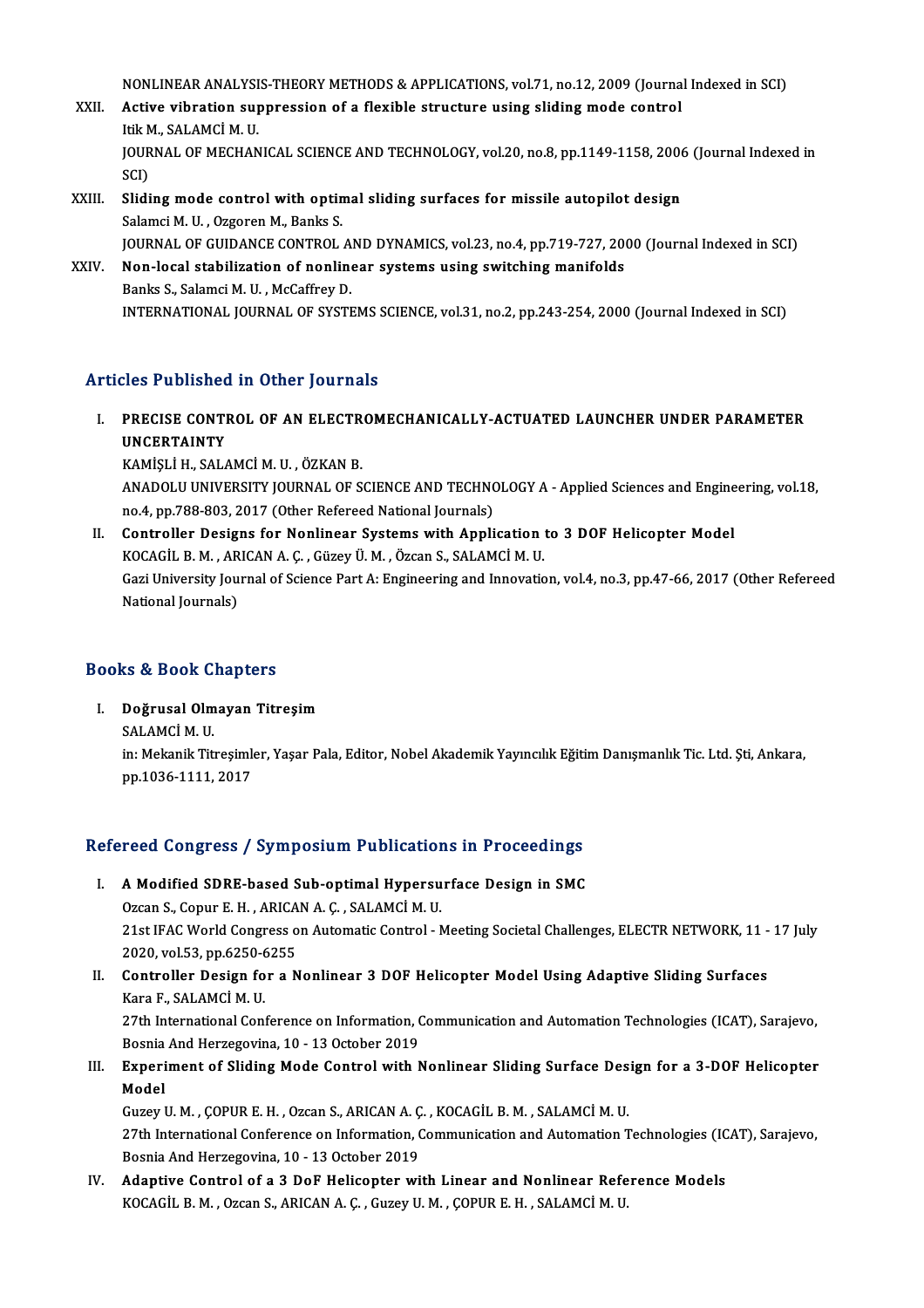NONLINEAR ANALYSIS-THEORY METHODS & APPLICATIONS, vol.71, no.12, 2009 (Journal Indexed in SCI)

XXII. **Active vibration suppression of a flexible structure using sliding mode control**
Itik M., SALAMCİ M. U.
JOURNAL OF MECHANICAL SCIENCE AND TECHNOLOGY, vol.20, no.8, pp.1149-1158, 2006 (Journal Indexed in SCI)

XXIII. **Sliding mode control with optimal sliding surfaces for missile autopilot design**
Salamci M. U. , Ozgoren M., Banks S.
JOURNAL OF GUIDANCE CONTROL AND DYNAMICS, vol.23, no.4, pp.719-727, 2000 (Journal Indexed in SCI)

XXIV. **Non-local stabilization of nonlinear systems using switching manifolds**
Banks S., Salamci M. U. , McCaffrey D.
INTERNATIONAL JOURNAL OF SYSTEMS SCIENCE, vol.31, no.2, pp.243-254, 2000 (Journal Indexed in SCI)

## Articles Published in Other Journals

I. **PRECISE CONTROL OF AN ELECTROMECHANICALLY-ACTUATED LAUNCHER UNDER PARAMETER UNCERTAINTY**
KAMİŞLİ H., SALAMCİ M. U. , ÖZKAN B.
ANADOLU UNIVERSITY JOURNAL OF SCIENCE AND TECHNOLOGY A - Applied Sciences and Engineering, vol.18, no.4, pp.788-803, 2017 (Other Refereed National Journals)

II. **Controller Designs for Nonlinear Systems with Application to 3 DOF Helicopter Model**
KOCAGİL B. M. , ARICAN A. Ç. , Güzey Ü. M. , Özcan S., SALAMCİ M. U.
Gazi University Journal of Science Part A: Engineering and Innovation, vol.4, no.3, pp.47-66, 2017 (Other Refereed National Journals)

## Books & Book Chapters

I. **Doğrusal Olmayan Titreşim**
SALAMCİ M. U.
in: Mekanik Titreşimler, Yaşar Pala, Editor, Nobel Akademik Yayıncılık Eğitim Danışmanlık Tic. Ltd. Şti, Ankara, pp.1036-1111, 2017

## Refereed Congress / Symposium Publications in Proceedings

I. **A Modified SDRE-based Sub-optimal Hypersurface Design in SMC**
Ozcan S., Copur E. H. , ARICAN A. Ç. , SALAMCİ M. U.
21st IFAC World Congress on Automatic Control - Meeting Societal Challenges, ELECTR NETWORK, 11 - 17 July 2020, vol.53, pp.6250-6255

II. **Controller Design for a Nonlinear 3 DOF Helicopter Model Using Adaptive Sliding Surfaces**
Kara F., SALAMCİ M. U.
27th International Conference on Information, Communication and Automation Technologies (ICAT), Sarajevo, Bosnia And Herzegovina, 10 - 13 October 2019

III. **Experiment of Sliding Mode Control with Nonlinear Sliding Surface Design for a 3-DOF Helicopter Model**
Guzey U. M. , ÇOPUR E. H. , Ozcan S., ARICAN A. Ç. , KOCAGİL B. M. , SALAMCİ M. U.
27th International Conference on Information, Communication and Automation Technologies (ICAT), Sarajevo, Bosnia And Herzegovina, 10 - 13 October 2019

IV. **Adaptive Control of a 3 DoF Helicopter with Linear and Nonlinear Reference Models**
KOCAGİL B. M. , Ozcan S., ARICAN A. Ç. , Guzey U. M. , ÇOPUR E. H. , SALAMCİ M. U.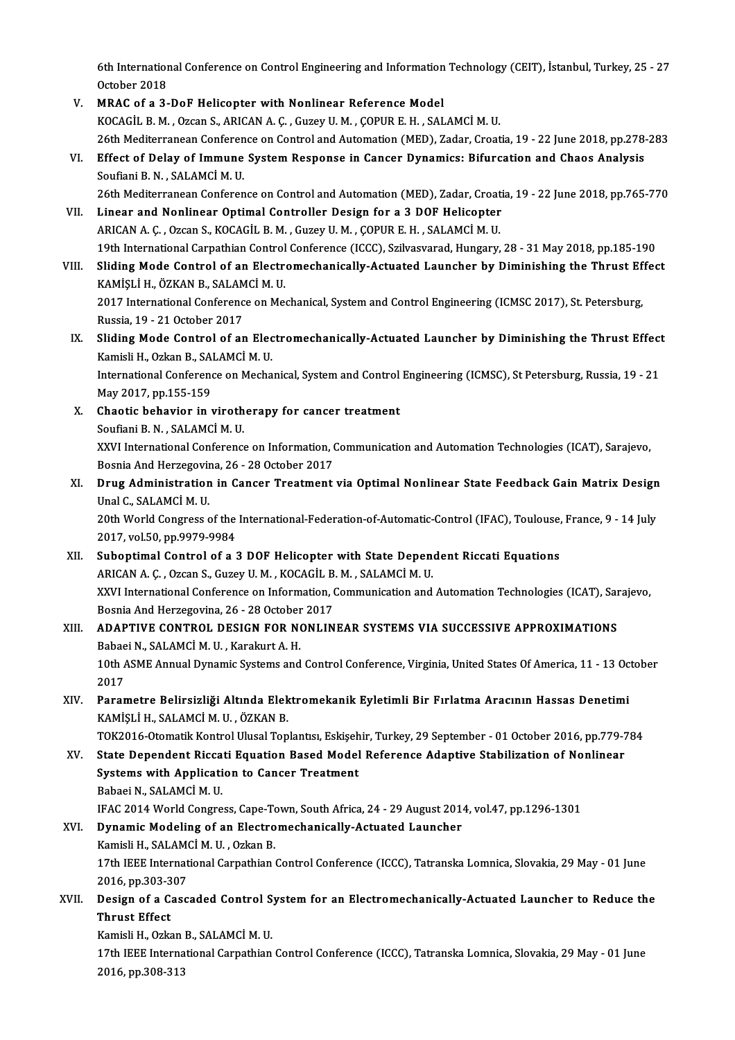6th International Conference on Control Engineering and Information Technology (CEIT), İstanbul, Turkey, 25 - 27 October 2018

V. **MRAC of a 3-DoF Helicopter with Nonlinear Reference Model**
KOCAGİL B. M. , Ozcan S., ARICAN A. Ç. , Guzey U. M. , ÇOPUR E. H. , SALAMCİ M. U.
26th Mediterranean Conference on Control and Automation (MED), Zadar, Croatia, 19 - 22 June 2018, pp.278-283

VI. **Effect of Delay of Immune System Response in Cancer Dynamics: Bifurcation and Chaos Analysis**
Soufiani B. N. , SALAMCİ M. U.
26th Mediterranean Conference on Control and Automation (MED), Zadar, Croatia, 19 - 22 June 2018, pp.765-770

VII. **Linear and Nonlinear Optimal Controller Design for a 3 DOF Helicopter**
ARICAN A. Ç. , Ozcan S., KOCAGİL B. M. , Guzey U. M. , ÇOPUR E. H. , SALAMCİ M. U.
19th International Carpathian Control Conference (ICCC), Szilvasvarad, Hungary, 28 - 31 May 2018, pp.185-190

VIII. **Sliding Mode Control of an Electromechanically-Actuated Launcher by Diminishing the Thrust Effect**
KAMİŞLİ H., ÖZKAN B., SALAMCİ M. U.
2017 International Conference on Mechanical, System and Control Engineering (ICMSC 2017), St. Petersburg, Russia, 19 - 21 October 2017

IX. **Sliding Mode Control of an Electromechanically-Actuated Launcher by Diminishing the Thrust Effect**
Kamisli H., Ozkan B., SALAMCİ M. U.
International Conference on Mechanical, System and Control Engineering (ICMSC), St Petersburg, Russia, 19 - 21 May 2017, pp.155-159

X. **Chaotic behavior in virotherapy for cancer treatment**
Soufiani B. N. , SALAMCİ M. U.
XXVI International Conference on Information, Communication and Automation Technologies (ICAT), Sarajevo, Bosnia And Herzegovina, 26 - 28 October 2017

XI. **Drug Administration in Cancer Treatment via Optimal Nonlinear State Feedback Gain Matrix Design**
Unal C., SALAMCİ M. U.
20th World Congress of the International-Federation-of-Automatic-Control (IFAC), Toulouse, France, 9 - 14 July 2017, vol.50, pp.9979-9984

XII. **Suboptimal Control of a 3 DOF Helicopter with State Dependent Riccati Equations**
ARICAN A. Ç. , Ozcan S., Guzey U. M. , KOCAGİL B. M. , SALAMCİ M. U.
XXVI International Conference on Information, Communication and Automation Technologies (ICAT), Sarajevo, Bosnia And Herzegovina, 26 - 28 October 2017

XIII. **ADAPTIVE CONTROL DESIGN FOR NONLINEAR SYSTEMS VIA SUCCESSIVE APPROXIMATIONS**
Babaei N., SALAMCİ M. U. , Karakurt A. H.
10th ASME Annual Dynamic Systems and Control Conference, Virginia, United States Of America, 11 - 13 October 2017

XIV. **Parametre Belirsizliği Altında Elektromekanik Eyletimli Bir Fırlatma Aracının Hassas Denetimi**
KAMİŞLİ H., SALAMCİ M. U. , ÖZKAN B.
TOK2016-Otomatik Kontrol Ulusal Toplantısı, Eskişehir, Turkey, 29 September - 01 October 2016, pp.779-784

XV. **State Dependent Riccati Equation Based Model Reference Adaptive Stabilization of Nonlinear Systems with Application to Cancer Treatment**
Babaei N., SALAMCİ M. U.
IFAC 2014 World Congress, Cape-Town, South Africa, 24 - 29 August 2014, vol.47, pp.1296-1301

XVI. **Dynamic Modeling of an Electromechanically-Actuated Launcher**
Kamisli H., SALAMCİ M. U. , Ozkan B.
17th IEEE International Carpathian Control Conference (ICCC), Tatranska Lomnica, Slovakia, 29 May - 01 June 2016, pp.303-307

XVII. **Design of a Cascaded Control System for an Electromechanically-Actuated Launcher to Reduce the Thrust Effect**
Kamisli H., Ozkan B., SALAMCİ M. U.
17th IEEE International Carpathian Control Conference (ICCC), Tatranska Lomnica, Slovakia, 29 May - 01 June 2016, pp.308-313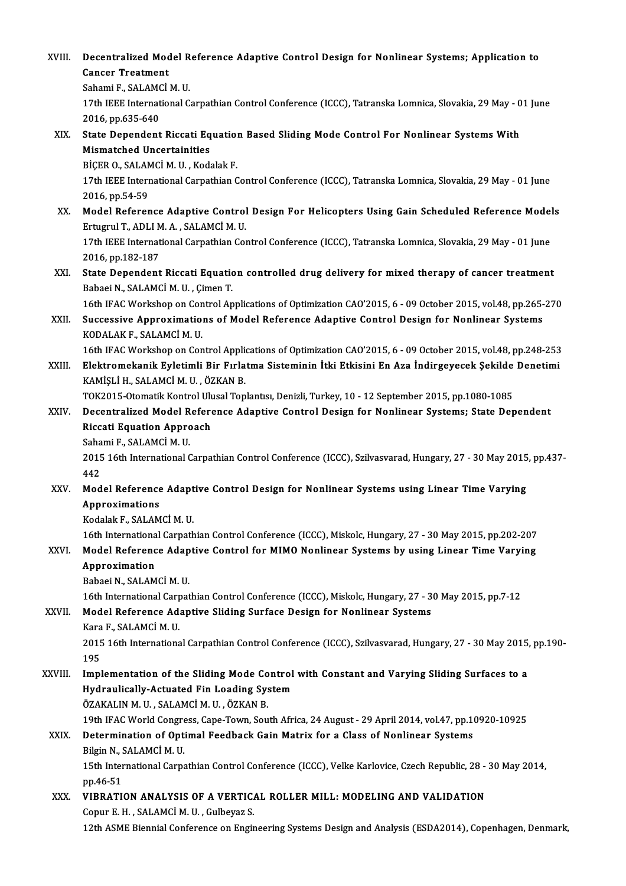XVIII. **Decentralized Model Reference Adaptive Control Design for Nonlinear Systems; Application to Cancer Treatment**
Sahami F., SALAMCİ M. U.
17th IEEE International Carpathian Control Conference (ICCC), Tatranska Lomnica, Slovakia, 29 May - 01 June 2016, pp.635-640

XIX. **State Dependent Riccati Equation Based Sliding Mode Control For Nonlinear Systems With Mismatched Uncertainities**
BİÇER O., SALAMCİ M. U. , Kodalak F.
17th IEEE International Carpathian Control Conference (ICCC), Tatranska Lomnica, Slovakia, 29 May - 01 June 2016, pp.54-59

XX. **Model Reference Adaptive Control Design For Helicopters Using Gain Scheduled Reference Models**
Ertugrul T., ADLI M. A. , SALAMCİ M. U.
17th IEEE International Carpathian Control Conference (ICCC), Tatranska Lomnica, Slovakia, 29 May - 01 June 2016, pp.182-187

XXI. **State Dependent Riccati Equation controlled drug delivery for mixed therapy of cancer treatment**
Babaei N., SALAMCİ M. U. , Çimen T.
16th IFAC Workshop on Control Applications of Optimization CAO'2015, 6 - 09 October 2015, vol.48, pp.265-270

XXII. **Successive Approximations of Model Reference Adaptive Control Design for Nonlinear Systems**
KODALAK F., SALAMCİ M. U.
16th IFAC Workshop on Control Applications of Optimization CAO'2015, 6 - 09 October 2015, vol.48, pp.248-253

XXIII. **Elektromekanik Eyletimli Bir Fırlatma Sisteminin İtki Etkisini En Aza İndirgeyecek Şekilde Denetimi**
KAMİŞLİ H., SALAMCİ M. U. , ÖZKAN B.
TOK2015-Otomatik Kontrol Ulusal Toplantısı, Denizli, Turkey, 10 - 12 September 2015, pp.1080-1085

XXIV. **Decentralized Model Reference Adaptive Control Design for Nonlinear Systems; State Dependent Riccati Equation Approach**
Sahami F., SALAMCİ M. U.
2015 16th International Carpathian Control Conference (ICCC), Szilvasvarad, Hungary, 27 - 30 May 2015, pp.437-442

XXV. **Model Reference Adaptive Control Design for Nonlinear Systems using Linear Time Varying Approximations**
Kodalak F., SALAMCİ M. U.
16th International Carpathian Control Conference (ICCC), Miskolc, Hungary, 27 - 30 May 2015, pp.202-207

XXVI. **Model Reference Adaptive Control for MIMO Nonlinear Systems by using Linear Time Varying Approximation**
Babaei N., SALAMCİ M. U.
16th International Carpathian Control Conference (ICCC), Miskolc, Hungary, 27 - 30 May 2015, pp.7-12

XXVII. **Model Reference Adaptive Sliding Surface Design for Nonlinear Systems**
Kara F., SALAMCİ M. U.
2015 16th International Carpathian Control Conference (ICCC), Szilvasvarad, Hungary, 27 - 30 May 2015, pp.190-195

XXVIII. **Implementation of the Sliding Mode Control with Constant and Varying Sliding Surfaces to a Hydraulically-Actuated Fin Loading System**
ÖZAKALIN M. U. , SALAMCİ M. U. , ÖZKAN B.
19th IFAC World Congress, Cape-Town, South Africa, 24 August - 29 April 2014, vol.47, pp.10920-10925

XXIX. **Determination of Optimal Feedback Gain Matrix for a Class of Nonlinear Systems**
Bilgin N., SALAMCİ M. U.
15th International Carpathian Control Conference (ICCC), Velke Karlovice, Czech Republic, 28 - 30 May 2014, pp.46-51

XXX. **VIBRATION ANALYSIS OF A VERTICAL ROLLER MILL: MODELING AND VALIDATION**
Copur E. H. , SALAMCİ M. U. , Gulbeyaz S.
12th ASME Biennial Conference on Engineering Systems Design and Analysis (ESDA2014), Copenhagen, Denmark,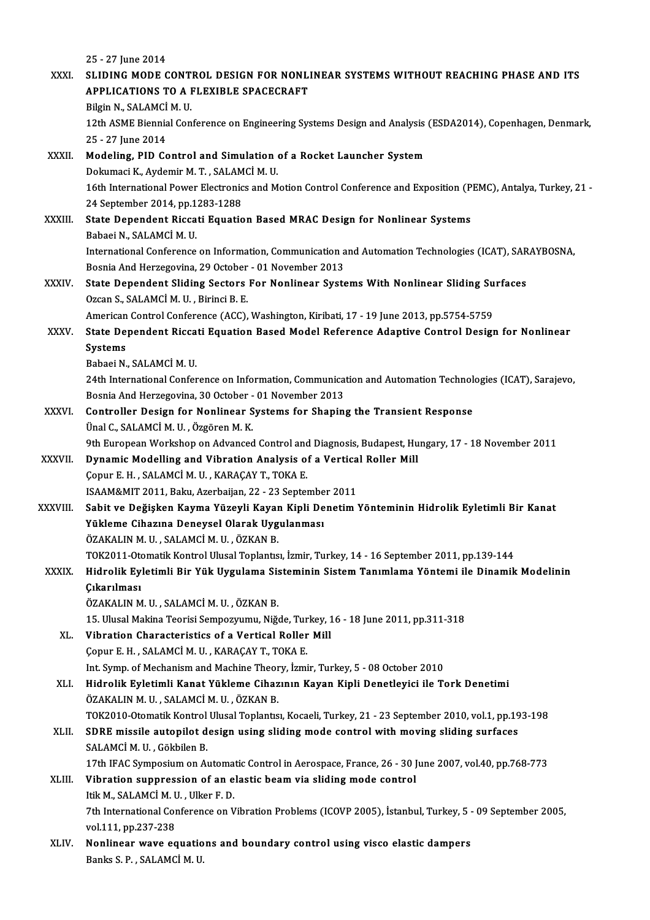25 - 27 June 2014

XXXI. **SLIDING MODE CONTROL DESIGN FOR NONLINEAR SYSTEMS WITHOUT REACHING PHASE AND ITS APPLICATIONS TO A FLEXIBLE SPACECRAFT**
Bilgin N., SALAMCİ M. U.
12th ASME Biennial Conference on Engineering Systems Design and Analysis (ESDA2014), Copenhagen, Denmark, 25 - 27 June 2014

XXXII. **Modeling, PID Control and Simulation of a Rocket Launcher System**
Dokumaci K., Aydemir M. T. , SALAMCİ M. U.
16th International Power Electronics and Motion Control Conference and Exposition (PEMC), Antalya, Turkey, 21 - 24 September 2014, pp.1283-1288

XXXIII. **State Dependent Riccati Equation Based MRAC Design for Nonlinear Systems**
Babaei N., SALAMCİ M. U.
International Conference on Information, Communication and Automation Technologies (ICAT), SARAYBOSNA, Bosnia And Herzegovina, 29 October - 01 November 2013

XXXIV. **State Dependent Sliding Sectors For Nonlinear Systems With Nonlinear Sliding Surfaces**
Ozcan S., SALAMCİ M. U. , Birinci B. E.
American Control Conference (ACC), Washington, Kiribati, 17 - 19 June 2013, pp.5754-5759

XXXV. **State Dependent Riccati Equation Based Model Reference Adaptive Control Design for Nonlinear Systems**
Babaei N., SALAMCİ M. U.
24th International Conference on Information, Communication and Automation Technologies (ICAT), Sarajevo, Bosnia And Herzegovina, 30 October - 01 November 2013

XXXVI. **Controller Design for Nonlinear Systems for Shaping the Transient Response**
Ünal C., SALAMCİ M. U. , Özgören M. K.
9th European Workshop on Advanced Control and Diagnosis, Budapest, Hungary, 17 - 18 November 2011

XXXVII. **Dynamic Modelling and Vibration Analysis of a Vertical Roller Mill**
Çopur E. H. , SALAMCİ M. U. , KARAÇAY T., TOKA E.
ISAAM&MIT 2011, Baku, Azerbaijan, 22 - 23 September 2011

XXXVIII. **Sabit ve Değişken Kayma Yüzeyli Kayan Kipli Denetim Yönteminin Hidrolik Eyletimli Bir Kanat Yükleme Cihazına Deneysel Olarak Uygulanması**
ÖZAKALIN M. U. , SALAMCİ M. U. , ÖZKAN B.
TOK2011-Otomatik Kontrol Ulusal Toplantısı, İzmir, Turkey, 14 - 16 September 2011, pp.139-144

XXXIX. **Hidrolik Eyletimli Bir Yük Uygulama Sisteminin Sistem Tanımlama Yöntemi ile Dinamik Modelinin Çıkarılması**
ÖZAKALIN M. U. , SALAMCİ M. U. , ÖZKAN B.
15. Ulusal Makina Teorisi Sempozyumu, Niğde, Turkey, 16 - 18 June 2011, pp.311-318

XL. **Vibration Characteristics of a Vertical Roller Mill**
Çopur E. H. , SALAMCİ M. U. , KARAÇAY T., TOKA E.
Int. Symp. of Mechanism and Machine Theory, İzmir, Turkey, 5 - 08 October 2010

XLI. **Hidrolik Eyletimli Kanat Yükleme Cihazının Kayan Kipli Denetleyici ile Tork Denetimi**
ÖZAKALIN M. U. , SALAMCİ M. U. , ÖZKAN B.
TOK2010-Otomatik Kontrol Ulusal Toplantısı, Kocaeli, Turkey, 21 - 23 September 2010, vol.1, pp.193-198

XLII. **SDRE missile autopilot design using sliding mode control with moving sliding surfaces**
SALAMCİ M. U. , Gökbilen B.
17th IFAC Symposium on Automatic Control in Aerospace, France, 26 - 30 June 2007, vol.40, pp.768-773

XLIII. **Vibration suppression of an elastic beam via sliding mode control**
Itik M., SALAMCİ M. U. , Ulker F. D.
7th International Conference on Vibration Problems (ICOVP 2005), İstanbul, Turkey, 5 - 09 September 2005, vol.111, pp.237-238

XLIV. **Nonlinear wave equations and boundary control using visco elastic dampers**
Banks S. P. , SALAMCİ M. U.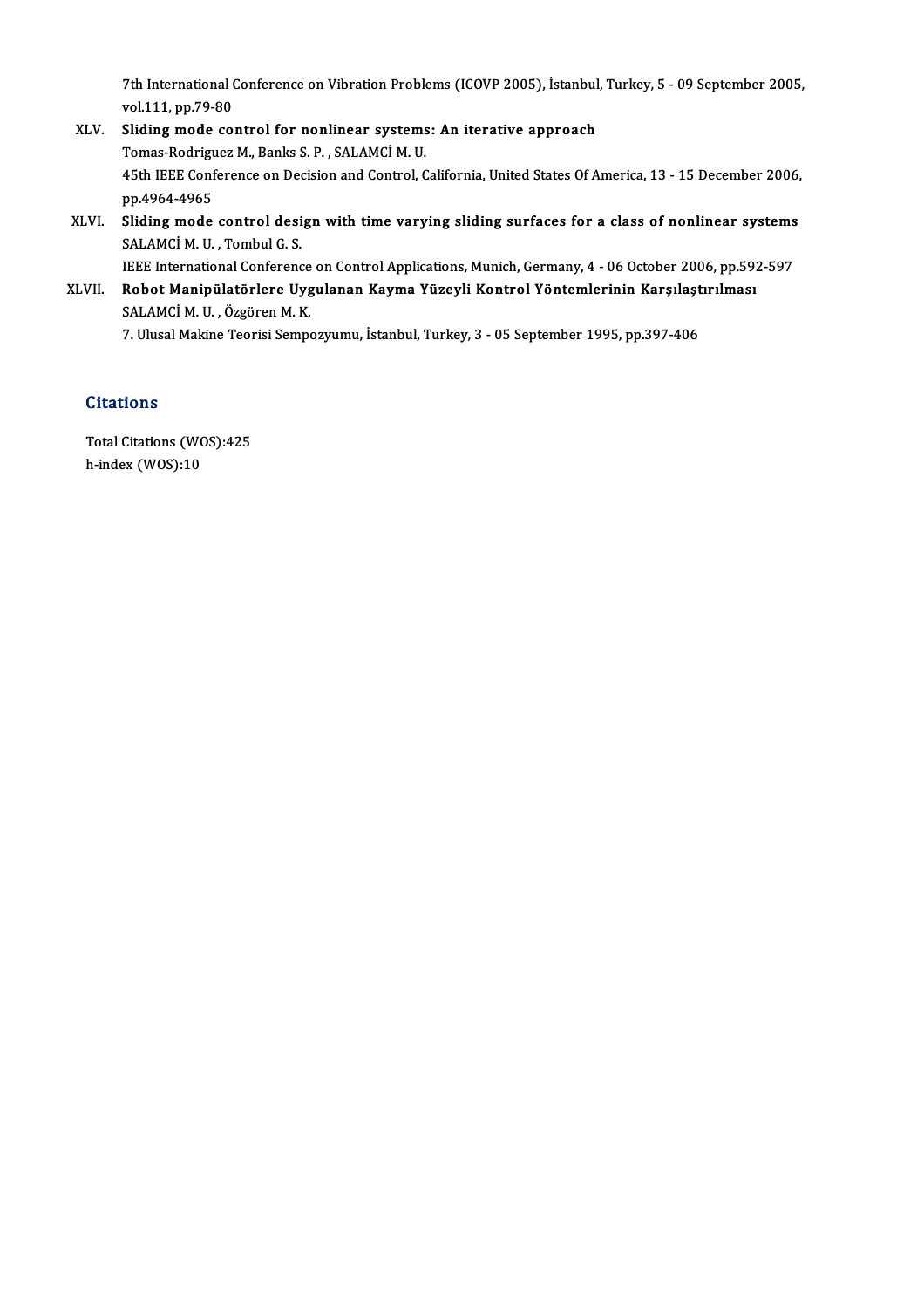7th International Conference on Vibration Problems (ICOVP 2005), İstanbul, Turkey, 5 - 09 September 2005, vol.111, pp.79-80

XLV. **Sliding mode control for nonlinear systems: An iterative approach**
Tomas-Rodriguez M., Banks S. P. , SALAMCİ M. U.
45th IEEE Conference on Decision and Control, California, United States Of America, 13 - 15 December 2006, pp.4964-4965

XLVI. **Sliding mode control design with time varying sliding surfaces for a class of nonlinear systems**
SALAMCİ M. U. , Tombul G. S.
IEEE International Conference on Control Applications, Munich, Germany, 4 - 06 October 2006, pp.592-597

XLVII. **Robot Manipülatörlere Uygulanan Kayma Yüzeyli Kontrol Yöntemlerinin Karşılaştırılması**
SALAMCİ M. U. , Özgören M. K.
7. Ulusal Makine Teorisi Sempozyumu, İstanbul, Turkey, 3 - 05 September 1995, pp.397-406

## Citations

Total Citations (WOS):425
h-index (WOS):10